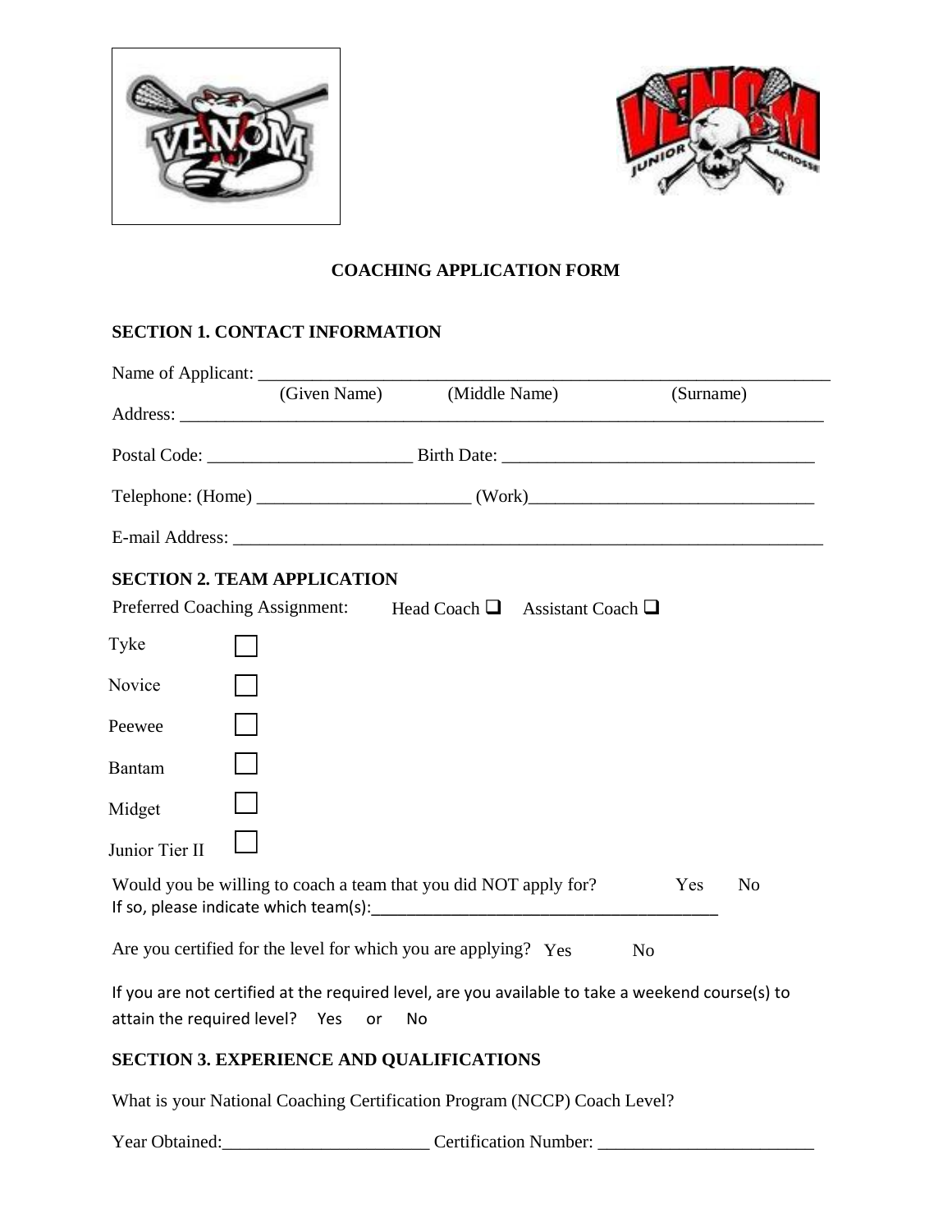## COACHING APPLICATION FORM

### SECTION 1. CONTACT INFORMATION

Name of Applicant: ____________________________________________________________
(Given Name) (Middle Name) (Surname)

Address: ______________________________________________________________________

Postal Code: ______________________ Birth Date: __________________________________

Telephone: (Home) _______________________ (Work)_______________________________

E-mail Address: _________________________________________________________________

### SECTION 2. TEAM APPLICATION

Preferred Coaching Assignment: Head Coach ❑ Assistant Coach ❑

Tyke ☐

Novice ☐

Peewee ☐

Bantam ☐

Midget ☐

Junior Tier II ☐

Would you be willing to coach a team that you did NOT apply for? Yes No

If so, please indicate which team(s):_______________________________________

Are you certified for the level for which you are applying? Yes No

If you are not certified at the required level, are you available to take a weekend course(s) to attain the required level? Yes or No

### SECTION 3. EXPERIENCE AND QUALIFICATIONS

What is your National Coaching Certification Program (NCCP) Coach Level?

Year Obtained:______________________ Certification Number: _______________________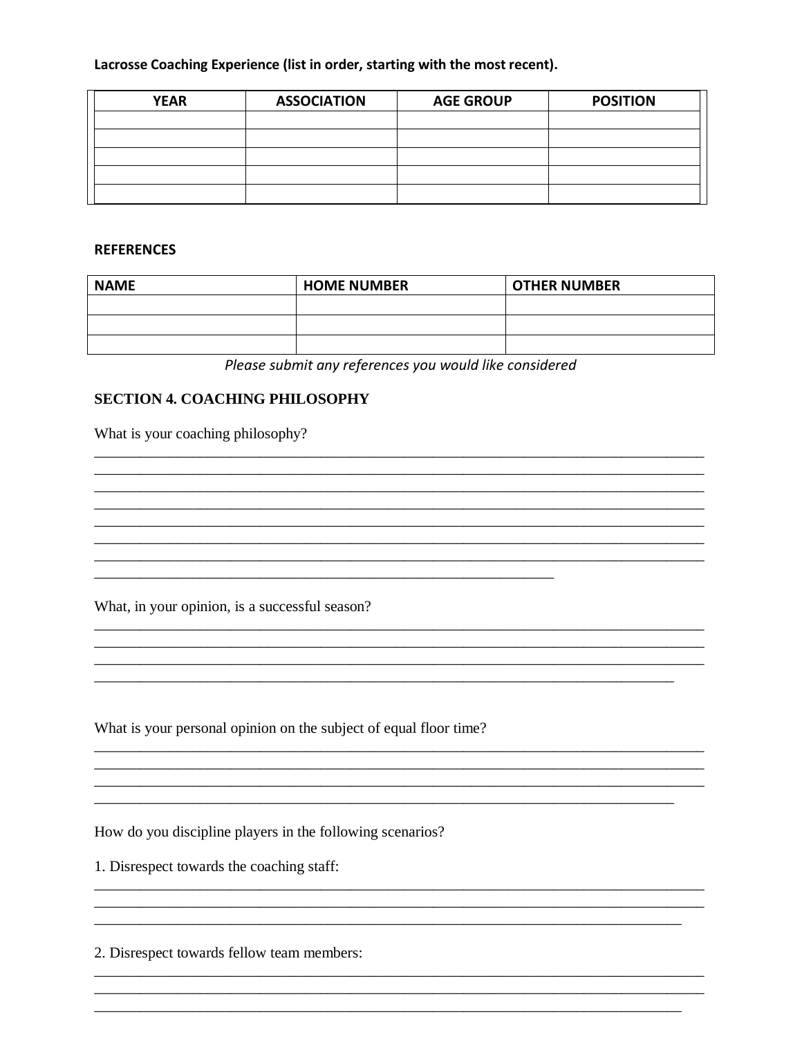**Lacrosse Coaching Experience (list in order, starting with the most recent).**

| YEAR | ASSOCIATION | AGE GROUP | POSITION |
|---|---|---|---|
| | | | |
| | | | |
| | | | |
| | | | |
| | | | |

**REFERENCES**

| NAME | HOME NUMBER | OTHER NUMBER |
|---|---|---|
| | | |
| | | |
| | | |

*Please submit any references you would like considered*

**SECTION 4. COACHING PHILOSOPHY**

What is your coaching philosophy?

_______________________________________________________________________________
_______________________________________________________________________________
_______________________________________________________________________________
_______________________________________________________________________________
_______________________________________________________________________________
_______________________________________________________________________________
_______________________________________________________________________________
____________________________________________________________

What, in your opinion, is a successful season?

_______________________________________________________________________________
_______________________________________________________________________________
_______________________________________________________________________________
___________________________________________________________________________

What is your personal opinion on the subject of equal floor time?

_______________________________________________________________________________
_______________________________________________________________________________
_______________________________________________________________________________
___________________________________________________________________________

How do you discipline players in the following scenarios?

1. Disrespect towards the coaching staff:

_______________________________________________________________________________
_______________________________________________________________________________
____________________________________________________________________________

2. Disrespect towards fellow team members:

_______________________________________________________________________________
_______________________________________________________________________________
____________________________________________________________________________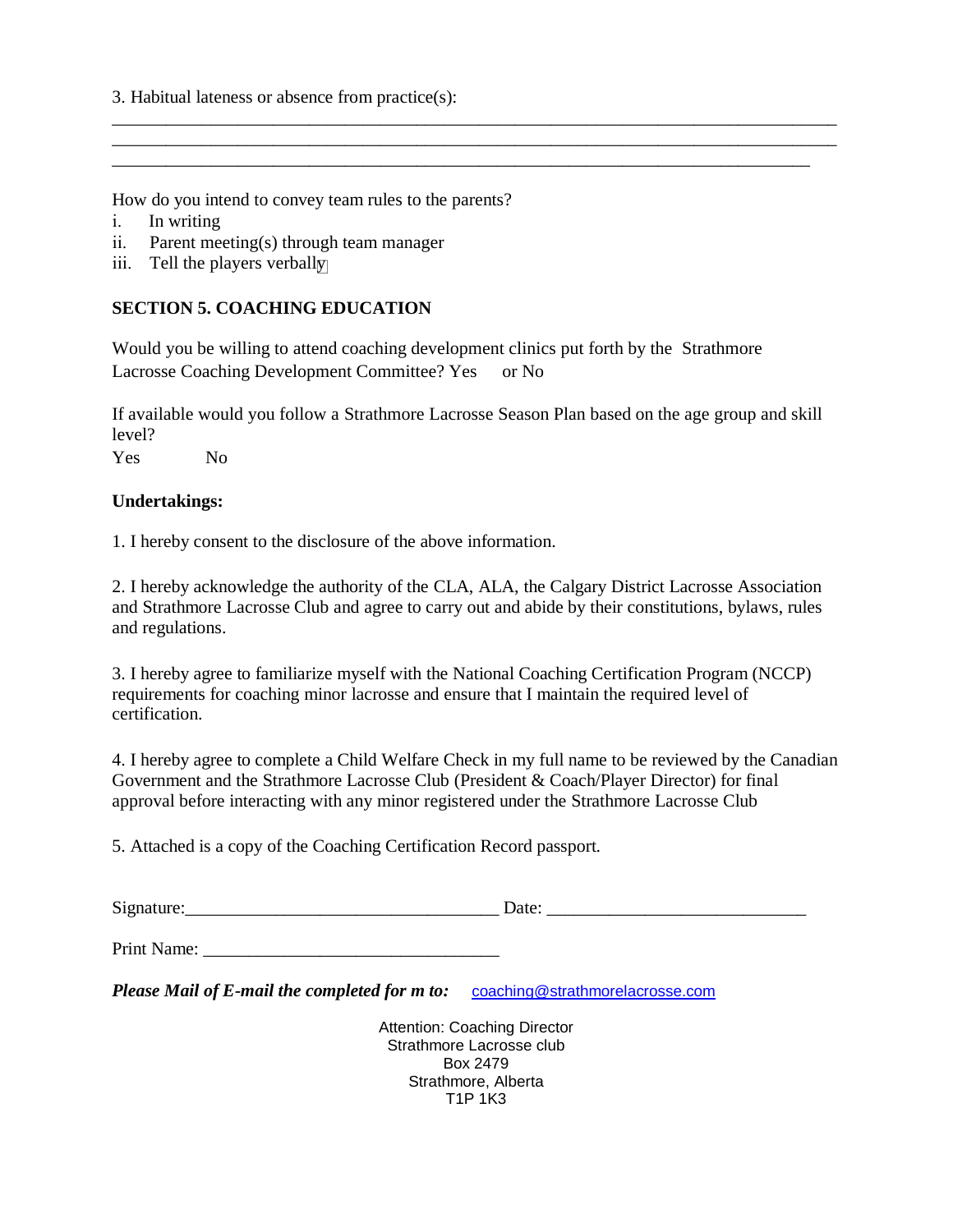3. Habitual lateness or absence from practice(s):

______________________________________________________________________________
______________________________________________________________________________
____________________________________________________________________________

How do you intend to convey team rules to the parents?

i. In writing
ii. Parent meeting(s) through team manager
iii. Tell the players verbally

**SECTION 5. COACHING EDUCATION**

Would you be willing to attend coaching development clinics put forth by the Strathmore Lacrosse Coaching Development Committee? Yes or No

If available would you follow a Strathmore Lacrosse Season Plan based on the age group and skill level?

Yes No

**Undertakings:**

1. I hereby consent to the disclosure of the above information.

2. I hereby acknowledge the authority of the CLA, ALA, the Calgary District Lacrosse Association and Strathmore Lacrosse Club and agree to carry out and abide by their constitutions, bylaws, rules and regulations.

3. I hereby agree to familiarize myself with the National Coaching Certification Program (NCCP) requirements for coaching minor lacrosse and ensure that I maintain the required level of certification.

4. I hereby agree to complete a Child Welfare Check in my full name to be reviewed by the Canadian Government and the Strathmore Lacrosse Club (President & Coach/Player Director) for final approval before interacting with any minor registered under the Strathmore Lacrosse Club

5. Attached is a copy of the Coaching Certification Record passport.

Signature:__________________________________ Date: ____________________________

Print Name: ________________________________

***Please Mail of E-mail the completed for m to:*** coaching@strathmorelacrosse.com

Attention: Coaching Director
Strathmore Lacrosse club
Box 2479
Strathmore, Alberta
T1P 1K3